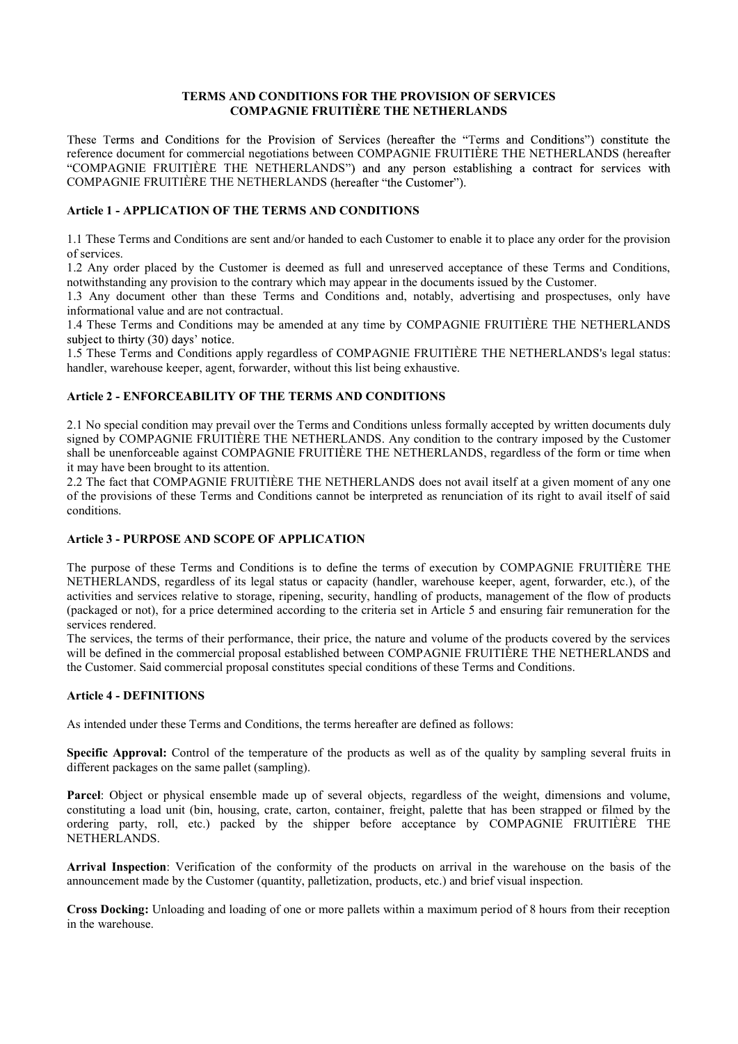# TERMS AND CONDITIONS FOR THE PROVISION OF SERVICES COMPAGNIE FRUITIÈRE THE NETHERLANDS

These Terms and Conditions for the Provision of Services (hereafter the "Terms and Conditions") constitute the reference document for commercial negotiations between COMPAGNIE FRUITIÈRE THE NETHERLANDS (hereafter "COMPAGNIE FRUITIÈRE THE NETHERLANDS") and any person establishing a contract for services with COMPAGNIE FRUITIÈRE THE NETHERLANDS (hereafter "the Customer").

## Article 1 - APPLICATION OF THE TERMS AND CONDITIONS

1.1 These Terms and Conditions are sent and/or handed to each Customer to enable it to place any order for the provision of services.

1.2 Any order placed by the Customer is deemed as full and unreserved acceptance of these Terms and Conditions, notwithstanding any provision to the contrary which may appear in the documents issued by the Customer.

1.3 Any document other than these Terms and Conditions and, notably, advertising and prospectuses, only have informational value and are not contractual.

1.4 These Terms and Conditions may be amended at any time by COMPAGNIE FRUITIÈRE THE NETHERLANDS subject to thirty (30) days' notice.

1.5 These Terms and Conditions apply regardless of COMPAGNIE FRUITIÈRE THE NETHERLANDS's legal status: handler, warehouse keeper, agent, forwarder, without this list being exhaustive.

## Article 2 - ENFORCEABILITY OF THE TERMS AND CONDITIONS

2.1 No special condition may prevail over the Terms and Conditions unless formally accepted by written documents duly signed by COMPAGNIE FRUITIÈRE THE NETHERLANDS. Any condition to the contrary imposed by the Customer shall be unenforceable against COMPAGNIE FRUITIÈRE THE NETHERLANDS, regardless of the form or time when it may have been brought to its attention.

2.2 The fact that COMPAGNIE FRUITIÈRE THE NETHERLANDS does not avail itself at a given moment of any one of the provisions of these Terms and Conditions cannot be interpreted as renunciation of its right to avail itself of said conditions.

## Article 3 - PURPOSE AND SCOPE OF APPLICATION

The purpose of these Terms and Conditions is to define the terms of execution by COMPAGNIE FRUITIÈRE THE NETHERLANDS, regardless of its legal status or capacity (handler, warehouse keeper, agent, forwarder, etc.), of the activities and services relative to storage, ripening, security, handling of products, management of the flow of products (packaged or not), for a price determined according to the criteria set in Article 5 and ensuring fair remuneration for the services rendered.

The services, the terms of their performance, their price, the nature and volume of the products covered by the services will be defined in the commercial proposal established between COMPAGNIE FRUITIÈRE THE NETHERLANDS and the Customer. Said commercial proposal constitutes special conditions of these Terms and Conditions.

## Article 4 - DEFINITIONS

As intended under these Terms and Conditions, the terms hereafter are defined as follows:

**Specific Approval:** Control of the temperature of the products as well as of the quality by sampling several fruits in different packages on the same pallet (sampling).

**Parcel**: Object or physical ensemble made up of several objects, regardless of the weight, dimensions and volume, constituting a load unit (bin, housing, crate, carton, container, freight, palette that has been strapped or filmed by the ordering party, roll, etc.) packed by the shipper before acceptance by COMPAGNIE FRUITIÈRE THE NETHERLANDS.

**Arrival Inspection**: Verification of the conformity of the products on arrival in the warehouse on the basis of the announcement made by the Customer (quantity, palletization, products, etc.) and brief visual inspection.

**Cross Docking:** Unloading and loading of one or more pallets within a maximum period of 8 hours from their reception in the warehouse.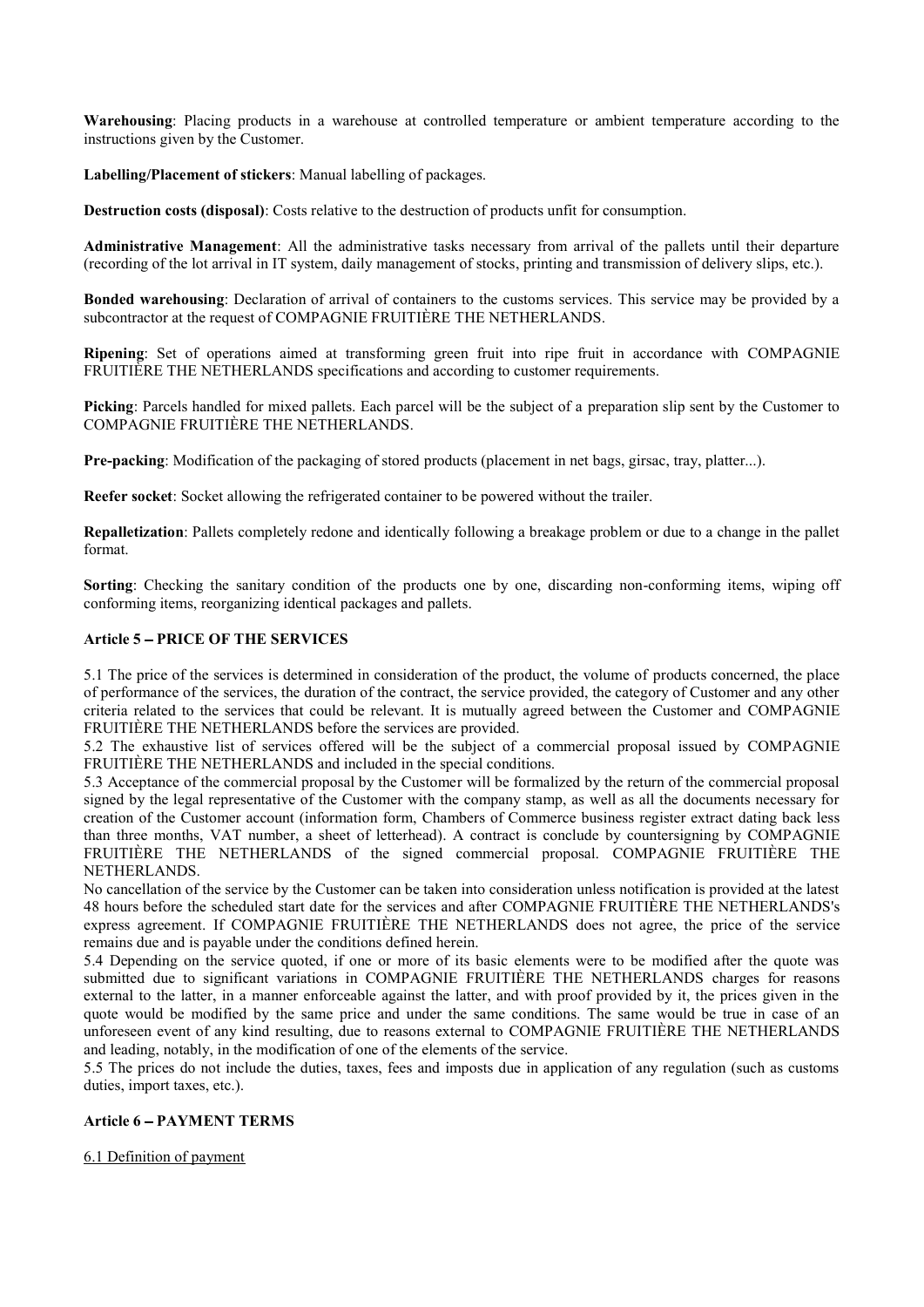**Warehousing**: Placing products in a warehouse at controlled temperature or ambient temperature according to the instructions given by the Customer.

**Labelling/Placement of stickers**: Manual labelling of packages.

**Destruction costs (disposal)**: Costs relative to the destruction of products unfit for consumption.

**Administrative Management**: All the administrative tasks necessary from arrival of the pallets until their departure (recording of the lot arrival in IT system, daily management of stocks, printing and transmission of delivery slips, etc.).

**Bonded warehousing**: Declaration of arrival of containers to the customs services. This service may be provided by a subcontractor at the request of COMPAGNIE FRUITIÈRE THE NETHERLANDS.

**Ripening**: Set of operations aimed at transforming green fruit into ripe fruit in accordance with COMPAGNIE FRUITIÈRE THE NETHERLANDS specifications and according to customer requirements.

**Picking**: Parcels handled for mixed pallets. Each parcel will be the subject of a preparation slip sent by the Customer to COMPAGNIE FRUITIÈRE THE NETHERLANDS.

**Pre-packing**: Modification of the packaging of stored products (placement in net bags, girsac, tray, platter...).

**Reefer socket**: Socket allowing the refrigerated container to be powered without the trailer.

**Repalletization**: Pallets completely redone and identically following a breakage problem or due to a change in the pallet format.

**Sorting**: Checking the sanitary condition of the products one by one, discarding non-conforming items, wiping off conforming items, reorganizing identical packages and pallets.

### Article 5 – PRICE OF THE SERVICES

5.1 The price of the services is determined in consideration of the product, the volume of products concerned, the place of performance of the services, the duration of the contract, the service provided, the category of Customer and any other criteria related to the services that could be relevant. It is mutually agreed between the Customer and COMPAGNIE FRUITIÈRE THE NETHERLANDS before the services are provided.
5.2 The exhaustive list of services offered will be the subject of a commercial proposal issued by COMPAGNIE FRUITIÈRE THE NETHERLANDS and included in the special conditions.
5.3 Acceptance of the commercial proposal by the Customer will be formalized by the return of the commercial proposal signed by the legal representative of the Customer with the company stamp, as well as all the documents necessary for creation of the Customer account (information form, Chambers of Commerce business register extract dating back less than three months, VAT number, a sheet of letterhead). A contract is conclude by countersigning by COMPAGNIE FRUITIÈRE THE NETHERLANDS of the signed commercial proposal. COMPAGNIE FRUITIÈRE THE NETHERLANDS.
No cancellation of the service by the Customer can be taken into consideration unless notification is provided at the latest 48 hours before the scheduled start date for the services and after COMPAGNIE FRUITIÈRE THE NETHERLANDS's express agreement. If COMPAGNIE FRUITIÈRE THE NETHERLANDS does not agree, the price of the service remains due and is payable under the conditions defined herein.
5.4 Depending on the service quoted, if one or more of its basic elements were to be modified after the quote was submitted due to significant variations in COMPAGNIE FRUITIÈRE THE NETHERLANDS charges for reasons external to the latter, in a manner enforceable against the latter, and with proof provided by it, the prices given in the quote would be modified by the same price and under the same conditions. The same would be true in case of an unforeseen event of any kind resulting, due to reasons external to COMPAGNIE FRUITIÈRE THE NETHERLANDS and leading, notably, in the modification of one of the elements of the service.
5.5 The prices do not include the duties, taxes, fees and imposts due in application of any regulation (such as customs duties, import taxes, etc.).

### Article 6 – PAYMENT TERMS

6.1 Definition of payment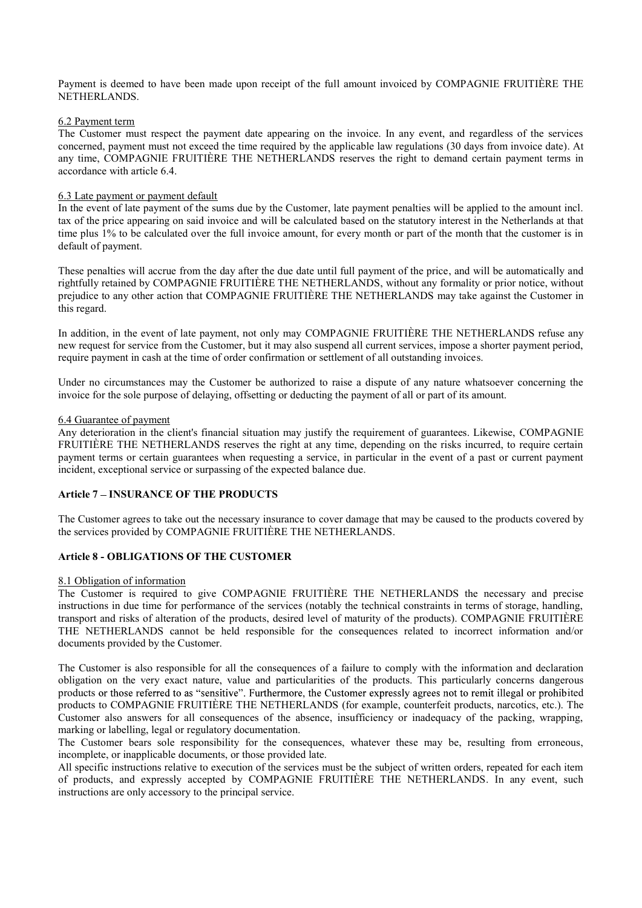Payment is deemed to have been made upon receipt of the full amount invoiced by COMPAGNIE FRUITIÈRE THE NETHERLANDS.

6.2 Payment term

The Customer must respect the payment date appearing on the invoice. In any event, and regardless of the services concerned, payment must not exceed the time required by the applicable law regulations (30 days from invoice date). At any time, COMPAGNIE FRUITIÈRE THE NETHERLANDS reserves the right to demand certain payment terms in accordance with article 6.4.

6.3 Late payment or payment default

In the event of late payment of the sums due by the Customer, late payment penalties will be applied to the amount incl. tax of the price appearing on said invoice and will be calculated based on the statutory interest in the Netherlands at that time plus 1% to be calculated over the full invoice amount, for every month or part of the month that the customer is in default of payment.

These penalties will accrue from the day after the due date until full payment of the price, and will be automatically and rightfully retained by COMPAGNIE FRUITIÈRE THE NETHERLANDS, without any formality or prior notice, without prejudice to any other action that COMPAGNIE FRUITIÈRE THE NETHERLANDS may take against the Customer in this regard.

In addition, in the event of late payment, not only may COMPAGNIE FRUITIÈRE THE NETHERLANDS refuse any new request for service from the Customer, but it may also suspend all current services, impose a shorter payment period, require payment in cash at the time of order confirmation or settlement of all outstanding invoices.

Under no circumstances may the Customer be authorized to raise a dispute of any nature whatsoever concerning the invoice for the sole purpose of delaying, offsetting or deducting the payment of all or part of its amount.

6.4 Guarantee of payment

Any deterioration in the client's financial situation may justify the requirement of guarantees. Likewise, COMPAGNIE FRUITIÈRE THE NETHERLANDS reserves the right at any time, depending on the risks incurred, to require certain payment terms or certain guarantees when requesting a service, in particular in the event of a past or current payment incident, exceptional service or surpassing of the expected balance due.

**Article 7 – INSURANCE OF THE PRODUCTS**

The Customer agrees to take out the necessary insurance to cover damage that may be caused to the products covered by the services provided by COMPAGNIE FRUITIÈRE THE NETHERLANDS.

**Article 8 - OBLIGATIONS OF THE CUSTOMER**

8.1 Obligation of information

The Customer is required to give COMPAGNIE FRUITIÈRE THE NETHERLANDS the necessary and precise instructions in due time for performance of the services (notably the technical constraints in terms of storage, handling, transport and risks of alteration of the products, desired level of maturity of the products). COMPAGNIE FRUITIÈRE THE NETHERLANDS cannot be held responsible for the consequences related to incorrect information and/or documents provided by the Customer.

The Customer is also responsible for all the consequences of a failure to comply with the information and declaration obligation on the very exact nature, value and particularities of the products. This particularly concerns dangerous products or those referred to as "sensitive". Furthermore, the Customer expressly agrees not to remit illegal or prohibited products to COMPAGNIE FRUITIÈRE THE NETHERLANDS (for example, counterfeit products, narcotics, etc.). The Customer also answers for all consequences of the absence, insufficiency or inadequacy of the packing, wrapping, marking or labelling, legal or regulatory documentation.

The Customer bears sole responsibility for the consequences, whatever these may be, resulting from erroneous, incomplete, or inapplicable documents, or those provided late.

All specific instructions relative to execution of the services must be the subject of written orders, repeated for each item of products, and expressly accepted by COMPAGNIE FRUITIÈRE THE NETHERLANDS. In any event, such instructions are only accessory to the principal service.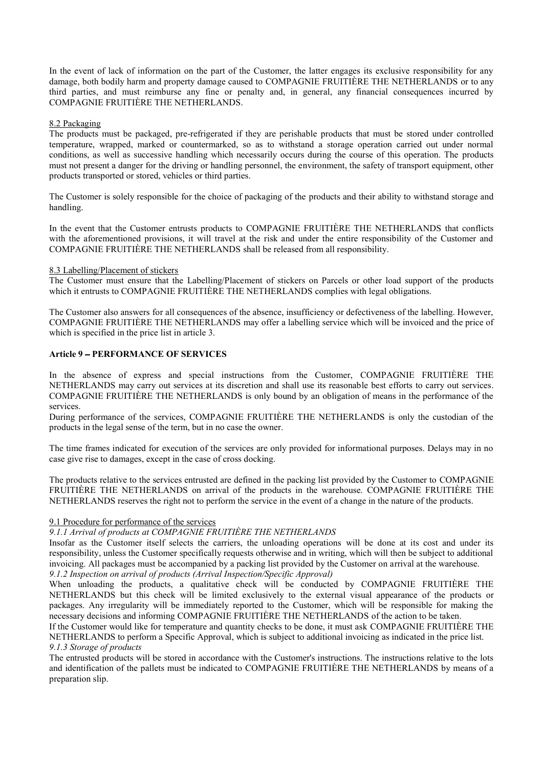In the event of lack of information on the part of the Customer, the latter engages its exclusive responsibility for any damage, both bodily harm and property damage caused to COMPAGNIE FRUITIÈRE THE NETHERLANDS or to any third parties, and must reimburse any fine or penalty and, in general, any financial consequences incurred by COMPAGNIE FRUITIÈRE THE NETHERLANDS.

8.2 Packaging

The products must be packaged, pre-refrigerated if they are perishable products that must be stored under controlled temperature, wrapped, marked or countermarked, so as to withstand a storage operation carried out under normal conditions, as well as successive handling which necessarily occurs during the course of this operation. The products must not present a danger for the driving or handling personnel, the environment, the safety of transport equipment, other products transported or stored, vehicles or third parties.

The Customer is solely responsible for the choice of packaging of the products and their ability to withstand storage and handling.

In the event that the Customer entrusts products to COMPAGNIE FRUITIÈRE THE NETHERLANDS that conflicts with the aforementioned provisions, it will travel at the risk and under the entire responsibility of the Customer and COMPAGNIE FRUITIÈRE THE NETHERLANDS shall be released from all responsibility.

8.3 Labelling/Placement of stickers

The Customer must ensure that the Labelling/Placement of stickers on Parcels or other load support of the products which it entrusts to COMPAGNIE FRUITIÈRE THE NETHERLANDS complies with legal obligations.

The Customer also answers for all consequences of the absence, insufficiency or defectiveness of the labelling. However, COMPAGNIE FRUITIÈRE THE NETHERLANDS may offer a labelling service which will be invoiced and the price of which is specified in the price list in article 3.

## Article 9 – PERFORMANCE OF SERVICES

In the absence of express and special instructions from the Customer, COMPAGNIE FRUITIÈRE THE NETHERLANDS may carry out services at its discretion and shall use its reasonable best efforts to carry out services. COMPAGNIE FRUITIÈRE THE NETHERLANDS is only bound by an obligation of means in the performance of the services.

During performance of the services, COMPAGNIE FRUITIÈRE THE NETHERLANDS is only the custodian of the products in the legal sense of the term, but in no case the owner.

The time frames indicated for execution of the services are only provided for informational purposes. Delays may in no case give rise to damages, except in the case of cross docking.

The products relative to the services entrusted are defined in the packing list provided by the Customer to COMPAGNIE FRUITIÈRE THE NETHERLANDS on arrival of the products in the warehouse. COMPAGNIE FRUITIÈRE THE NETHERLANDS reserves the right not to perform the service in the event of a change in the nature of the products.

9.1 Procedure for performance of the services

*9.1.1 Arrival of products at COMPAGNIE FRUITIÈRE THE NETHERLANDS*

Insofar as the Customer itself selects the carriers, the unloading operations will be done at its cost and under its responsibility, unless the Customer specifically requests otherwise and in writing, which will then be subject to additional invoicing. All packages must be accompanied by a packing list provided by the Customer on arrival at the warehouse.

*9.1.2 Inspection on arrival of products (Arrival Inspection/Specific Approval)*

When unloading the products, a qualitative check will be conducted by COMPAGNIE FRUITIÈRE THE NETHERLANDS but this check will be limited exclusively to the external visual appearance of the products or packages. Any irregularity will be immediately reported to the Customer, which will be responsible for making the necessary decisions and informing COMPAGNIE FRUITIÈRE THE NETHERLANDS of the action to be taken.

If the Customer would like for temperature and quantity checks to be done, it must ask COMPAGNIE FRUITIÈRE THE NETHERLANDS to perform a Specific Approval, which is subject to additional invoicing as indicated in the price list.

*9.1.3 Storage of products*

The entrusted products will be stored in accordance with the Customer's instructions. The instructions relative to the lots and identification of the pallets must be indicated to COMPAGNIE FRUITIÈRE THE NETHERLANDS by means of a preparation slip.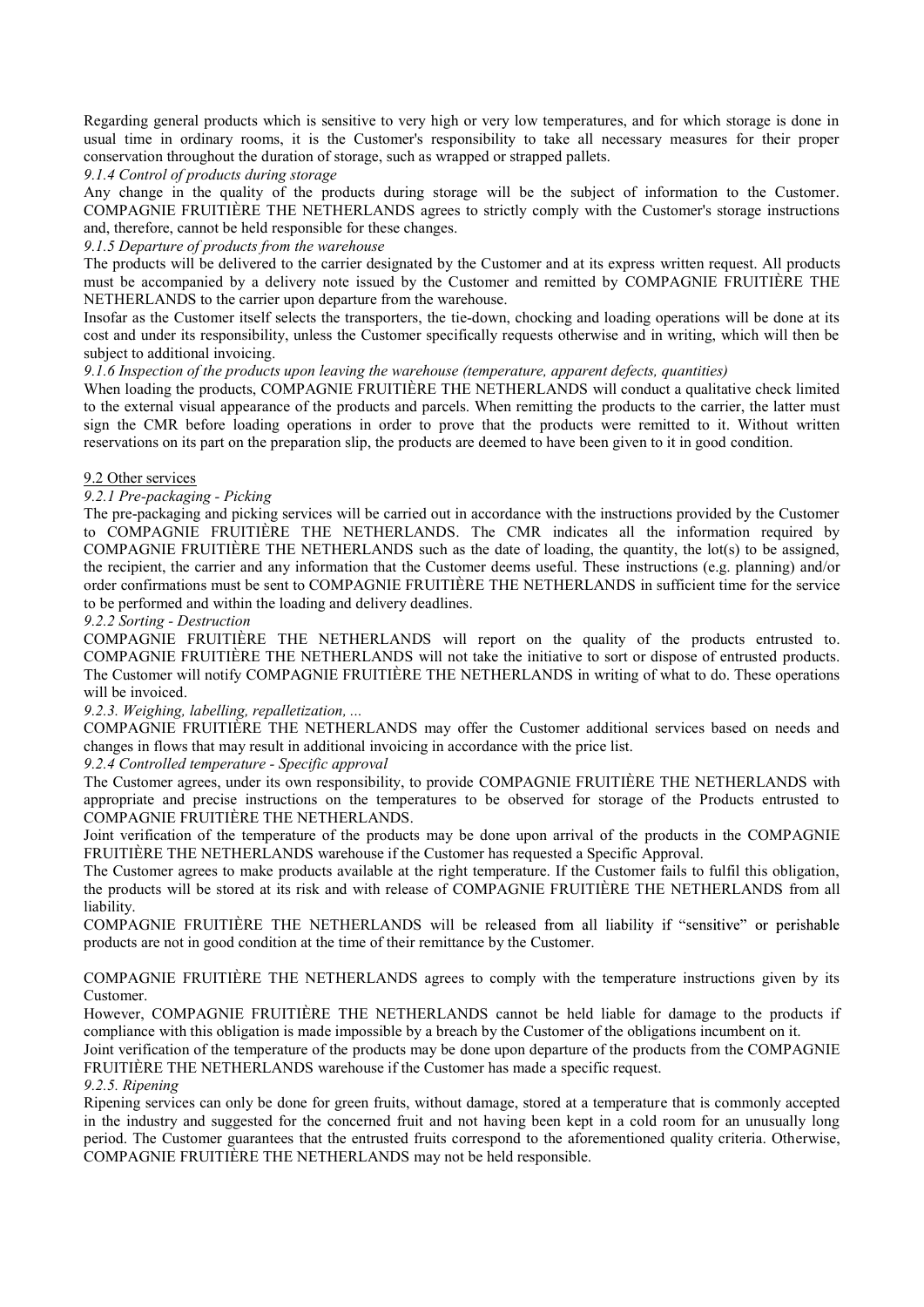Regarding general products which is sensitive to very high or very low temperatures, and for which storage is done in usual time in ordinary rooms, it is the Customer's responsibility to take all necessary measures for their proper conservation throughout the duration of storage, such as wrapped or strapped pallets.

*9.1.4 Control of products during storage*

Any change in the quality of the products during storage will be the subject of information to the Customer. COMPAGNIE FRUITIÈRE THE NETHERLANDS agrees to strictly comply with the Customer's storage instructions and, therefore, cannot be held responsible for these changes.

*9.1.5 Departure of products from the warehouse*

The products will be delivered to the carrier designated by the Customer and at its express written request. All products must be accompanied by a delivery note issued by the Customer and remitted by COMPAGNIE FRUITIÈRE THE NETHERLANDS to the carrier upon departure from the warehouse.

Insofar as the Customer itself selects the transporters, the tie-down, chocking and loading operations will be done at its cost and under its responsibility, unless the Customer specifically requests otherwise and in writing, which will then be subject to additional invoicing.

*9.1.6 Inspection of the products upon leaving the warehouse (temperature, apparent defects, quantities)*

When loading the products, COMPAGNIE FRUITIÈRE THE NETHERLANDS will conduct a qualitative check limited to the external visual appearance of the products and parcels. When remitting the products to the carrier, the latter must sign the CMR before loading operations in order to prove that the products were remitted to it. Without written reservations on its part on the preparation slip, the products are deemed to have been given to it in good condition.

9.2 Other services

*9.2.1 Pre-packaging - Picking*

The pre-packaging and picking services will be carried out in accordance with the instructions provided by the Customer to COMPAGNIE FRUITIÈRE THE NETHERLANDS. The CMR indicates all the information required by COMPAGNIE FRUITIÈRE THE NETHERLANDS such as the date of loading, the quantity, the lot(s) to be assigned, the recipient, the carrier and any information that the Customer deems useful. These instructions (e.g. planning) and/or order confirmations must be sent to COMPAGNIE FRUITIÈRE THE NETHERLANDS in sufficient time for the service to be performed and within the loading and delivery deadlines.

*9.2.2 Sorting - Destruction*

COMPAGNIE FRUITIÈRE THE NETHERLANDS will report on the quality of the products entrusted to. COMPAGNIE FRUITIÈRE THE NETHERLANDS will not take the initiative to sort or dispose of entrusted products. The Customer will notify COMPAGNIE FRUITIÈRE THE NETHERLANDS in writing of what to do. These operations will be invoiced.

*9.2.3. Weighing, labelling, repalletization, ...*

COMPAGNIE FRUITIÈRE THE NETHERLANDS may offer the Customer additional services based on needs and changes in flows that may result in additional invoicing in accordance with the price list.

*9.2.4 Controlled temperature - Specific approval*

The Customer agrees, under its own responsibility, to provide COMPAGNIE FRUITIÈRE THE NETHERLANDS with appropriate and precise instructions on the temperatures to be observed for storage of the Products entrusted to COMPAGNIE FRUITIÈRE THE NETHERLANDS.

Joint verification of the temperature of the products may be done upon arrival of the products in the COMPAGNIE FRUITIÈRE THE NETHERLANDS warehouse if the Customer has requested a Specific Approval.

The Customer agrees to make products available at the right temperature. If the Customer fails to fulfil this obligation, the products will be stored at its risk and with release of COMPAGNIE FRUITIÈRE THE NETHERLANDS from all liability.

COMPAGNIE FRUITIÈRE THE NETHERLANDS will be released from all liability if "sensitive" or perishable products are not in good condition at the time of their remittance by the Customer.

COMPAGNIE FRUITIÈRE THE NETHERLANDS agrees to comply with the temperature instructions given by its Customer.

However, COMPAGNIE FRUITIÈRE THE NETHERLANDS cannot be held liable for damage to the products if compliance with this obligation is made impossible by a breach by the Customer of the obligations incumbent on it.

Joint verification of the temperature of the products may be done upon departure of the products from the COMPAGNIE FRUITIÈRE THE NETHERLANDS warehouse if the Customer has made a specific request.

*9.2.5. Ripening*

Ripening services can only be done for green fruits, without damage, stored at a temperature that is commonly accepted in the industry and suggested for the concerned fruit and not having been kept in a cold room for an unusually long period. The Customer guarantees that the entrusted fruits correspond to the aforementioned quality criteria. Otherwise, COMPAGNIE FRUITIÈRE THE NETHERLANDS may not be held responsible.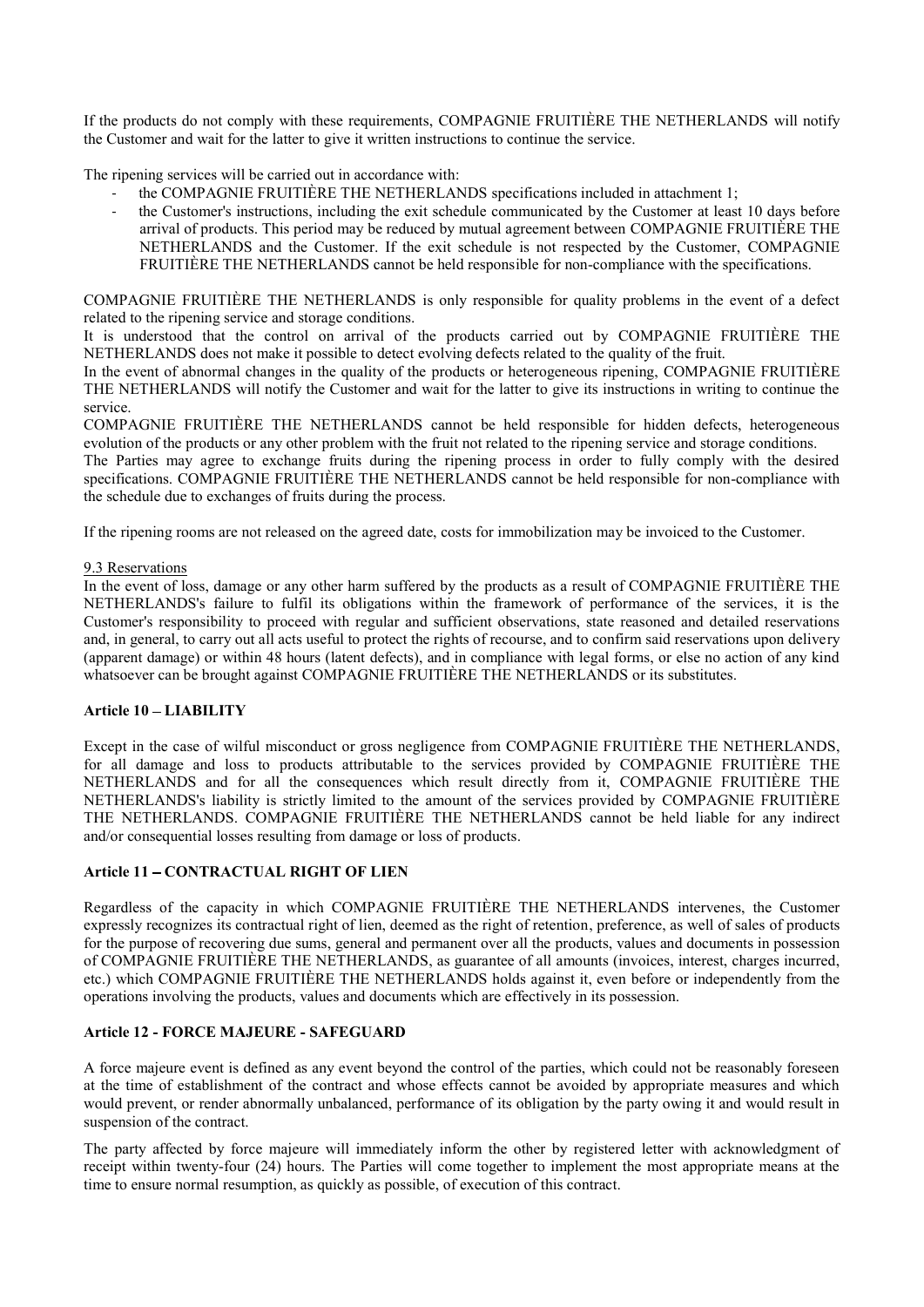If the products do not comply with these requirements, COMPAGNIE FRUITIÈRE THE NETHERLANDS will notify the Customer and wait for the latter to give it written instructions to continue the service.

The ripening services will be carried out in accordance with:

- the COMPAGNIE FRUITIÈRE THE NETHERLANDS specifications included in attachment 1;
- the Customer's instructions, including the exit schedule communicated by the Customer at least 10 days before arrival of products. This period may be reduced by mutual agreement between COMPAGNIE FRUITIÈRE THE NETHERLANDS and the Customer. If the exit schedule is not respected by the Customer, COMPAGNIE FRUITIÈRE THE NETHERLANDS cannot be held responsible for non-compliance with the specifications.

COMPAGNIE FRUITIÈRE THE NETHERLANDS is only responsible for quality problems in the event of a defect related to the ripening service and storage conditions.
It is understood that the control on arrival of the products carried out by COMPAGNIE FRUITIÈRE THE NETHERLANDS does not make it possible to detect evolving defects related to the quality of the fruit.
In the event of abnormal changes in the quality of the products or heterogeneous ripening, COMPAGNIE FRUITIÈRE THE NETHERLANDS will notify the Customer and wait for the latter to give its instructions in writing to continue the service.
COMPAGNIE FRUITIÈRE THE NETHERLANDS cannot be held responsible for hidden defects, heterogeneous evolution of the products or any other problem with the fruit not related to the ripening service and storage conditions.
The Parties may agree to exchange fruits during the ripening process in order to fully comply with the desired specifications. COMPAGNIE FRUITIÈRE THE NETHERLANDS cannot be held responsible for non-compliance with the schedule due to exchanges of fruits during the process.

If the ripening rooms are not released on the agreed date, costs for immobilization may be invoiced to the Customer.

9.3 Reservations

In the event of loss, damage or any other harm suffered by the products as a result of COMPAGNIE FRUITIÈRE THE NETHERLANDS's failure to fulfil its obligations within the framework of performance of the services, it is the Customer's responsibility to proceed with regular and sufficient observations, state reasoned and detailed reservations and, in general, to carry out all acts useful to protect the rights of recourse, and to confirm said reservations upon delivery (apparent damage) or within 48 hours (latent defects), and in compliance with legal forms, or else no action of any kind whatsoever can be brought against COMPAGNIE FRUITIÈRE THE NETHERLANDS or its substitutes.

**Article 10 – LIABILITY**

Except in the case of wilful misconduct or gross negligence from COMPAGNIE FRUITIÈRE THE NETHERLANDS, for all damage and loss to products attributable to the services provided by COMPAGNIE FRUITIÈRE THE NETHERLANDS and for all the consequences which result directly from it, COMPAGNIE FRUITIÈRE THE NETHERLANDS's liability is strictly limited to the amount of the services provided by COMPAGNIE FRUITIÈRE THE NETHERLANDS. COMPAGNIE FRUITIÈRE THE NETHERLANDS cannot be held liable for any indirect and/or consequential losses resulting from damage or loss of products.

**Article 11 – CONTRACTUAL RIGHT OF LIEN**

Regardless of the capacity in which COMPAGNIE FRUITIÈRE THE NETHERLANDS intervenes, the Customer expressly recognizes its contractual right of lien, deemed as the right of retention, preference, as well of sales of products for the purpose of recovering due sums, general and permanent over all the products, values and documents in possession of COMPAGNIE FRUITIÈRE THE NETHERLANDS, as guarantee of all amounts (invoices, interest, charges incurred, etc.) which COMPAGNIE FRUITIÈRE THE NETHERLANDS holds against it, even before or independently from the operations involving the products, values and documents which are effectively in its possession.

**Article 12 - FORCE MAJEURE - SAFEGUARD**

A force majeure event is defined as any event beyond the control of the parties, which could not be reasonably foreseen at the time of establishment of the contract and whose effects cannot be avoided by appropriate measures and which would prevent, or render abnormally unbalanced, performance of its obligation by the party owing it and would result in suspension of the contract.

The party affected by force majeure will immediately inform the other by registered letter with acknowledgment of receipt within twenty-four (24) hours. The Parties will come together to implement the most appropriate means at the time to ensure normal resumption, as quickly as possible, of execution of this contract.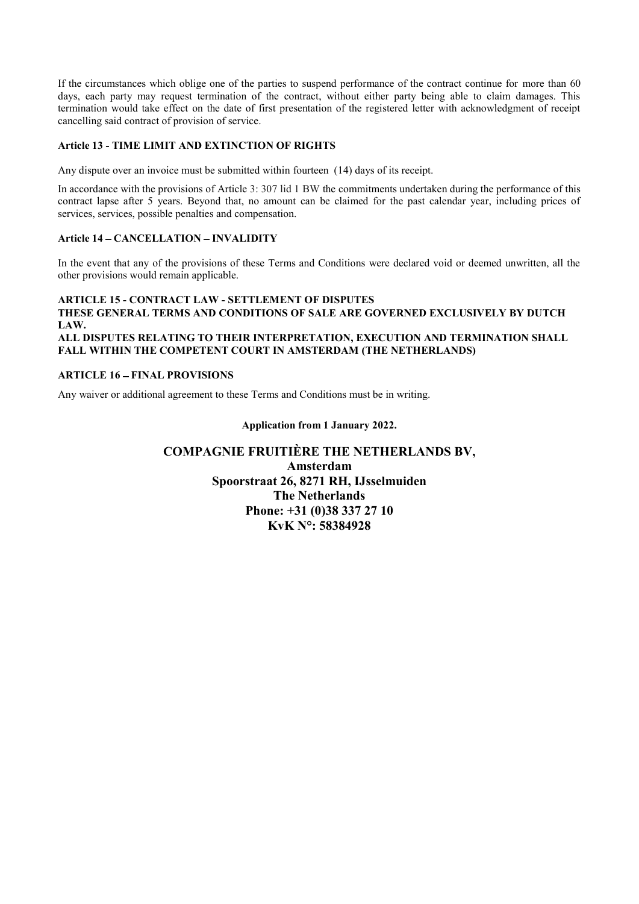If the circumstances which oblige one of the parties to suspend performance of the contract continue for more than 60 days, each party may request termination of the contract, without either party being able to claim damages. This termination would take effect on the date of first presentation of the registered letter with acknowledgment of receipt cancelling said contract of provision of service.

### Article 13 - TIME LIMIT AND EXTINCTION OF RIGHTS

Any dispute over an invoice must be submitted within fourteen (14) days of its receipt.

In accordance with the provisions of Article 3: 307 lid 1 BW the commitments undertaken during the performance of this contract lapse after 5 years. Beyond that, no amount can be claimed for the past calendar year, including prices of services, services, possible penalties and compensation.

### Article 14 – CANCELLATION – INVALIDITY

In the event that any of the provisions of these Terms and Conditions were declared void or deemed unwritten, all the other provisions would remain applicable.

### ARTICLE 15 - CONTRACT LAW - SETTLEMENT OF DISPUTES

**THESE GENERAL TERMS AND CONDITIONS OF SALE ARE GOVERNED EXCLUSIVELY BY DUTCH LAW.**

**ALL DISPUTES RELATING TO THEIR INTERPRETATION, EXECUTION AND TERMINATION SHALL FALL WITHIN THE COMPETENT COURT IN AMSTERDAM (THE NETHERLANDS)**

### ARTICLE 16 – FINAL PROVISIONS

Any waiver or additional agreement to these Terms and Conditions must be in writing.

**Application from 1 January 2022.**

**COMPAGNIE FRUITIÈRE THE NETHERLANDS BV,**
**Amsterdam**
**Spoorstraat 26, 8271 RH, IJsselmuiden**
**The Netherlands**
**Phone: +31 (0)38 337 27 10**
**KvK N°: 58384928**